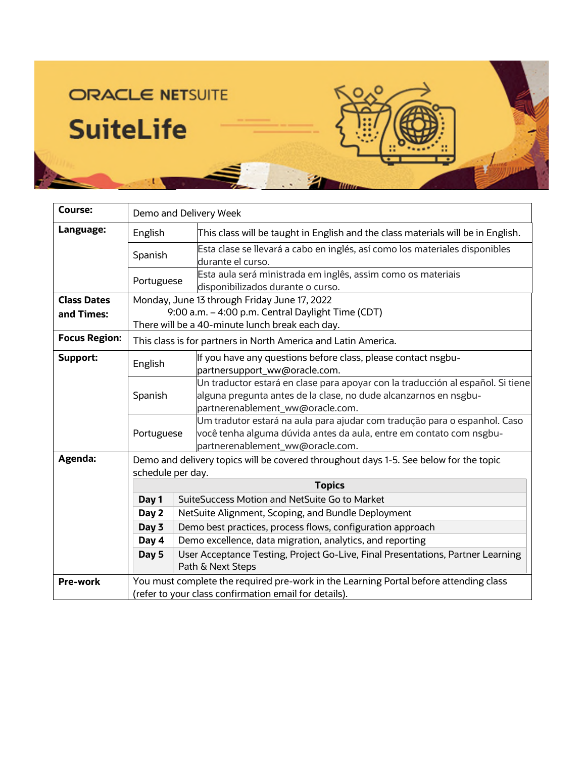ORACLE NETSUITE

# SuiteLife

| | | |
|---|---|---|
| **Course:** | Demo and Delivery Week | |
| **Language:** | English | This class will be taught in English and the class materials will be in English. |
| | Spanish | Esta clase se llevará a cabo en inglés, así como los materiales disponibles durante el curso. |
| | Portuguese | Esta aula será ministrada em inglês, assim como os materiais disponibilizados durante o curso. |
| **Class Dates and Times:** | Monday, June 13 through Friday June 17, 2022<br>9:00 a.m. – 4:00 p.m. Central Daylight Time (CDT)<br>There will be a 40-minute lunch break each day. | |
| **Focus Region:** | This class is for partners in North America and Latin America. | |
| **Support:** | English | If you have any questions before class, please contact nsgbu-partnersupport_ww@oracle.com. |
| | Spanish | Un traductor estará en clase para apoyar con la traducción al español. Si tiene alguna pregunta antes de la clase, no dude alcanzarnos en nsgbu-partnerenablement_ww@oracle.com. |
| | Portuguese | Um tradutor estará na aula para ajudar com tradução para o espanhol. Caso você tenha alguma dúvida antes da aula, entre em contato com nsgbu-partnerenablement_ww@oracle.com. |
| **Agenda:** | Demo and delivery topics will be covered throughout days 1-5. See below for the topic schedule per day. | |
| **Pre-work** | You must complete the required pre-work in the Learning Portal before attending class (refer to your class confirmation email for details). | |

| | Topics |
|---|---|
| **Day 1** | SuiteSuccess Motion and NetSuite Go to Market |
| **Day 2** | NetSuite Alignment, Scoping, and Bundle Deployment |
| **Day 3** | Demo best practices, process flows, configuration approach |
| **Day 4** | Demo excellence, data migration, analytics, and reporting |
| **Day 5** | User Acceptance Testing, Project Go-Live, Final Presentations, Partner Learning Path & Next Steps |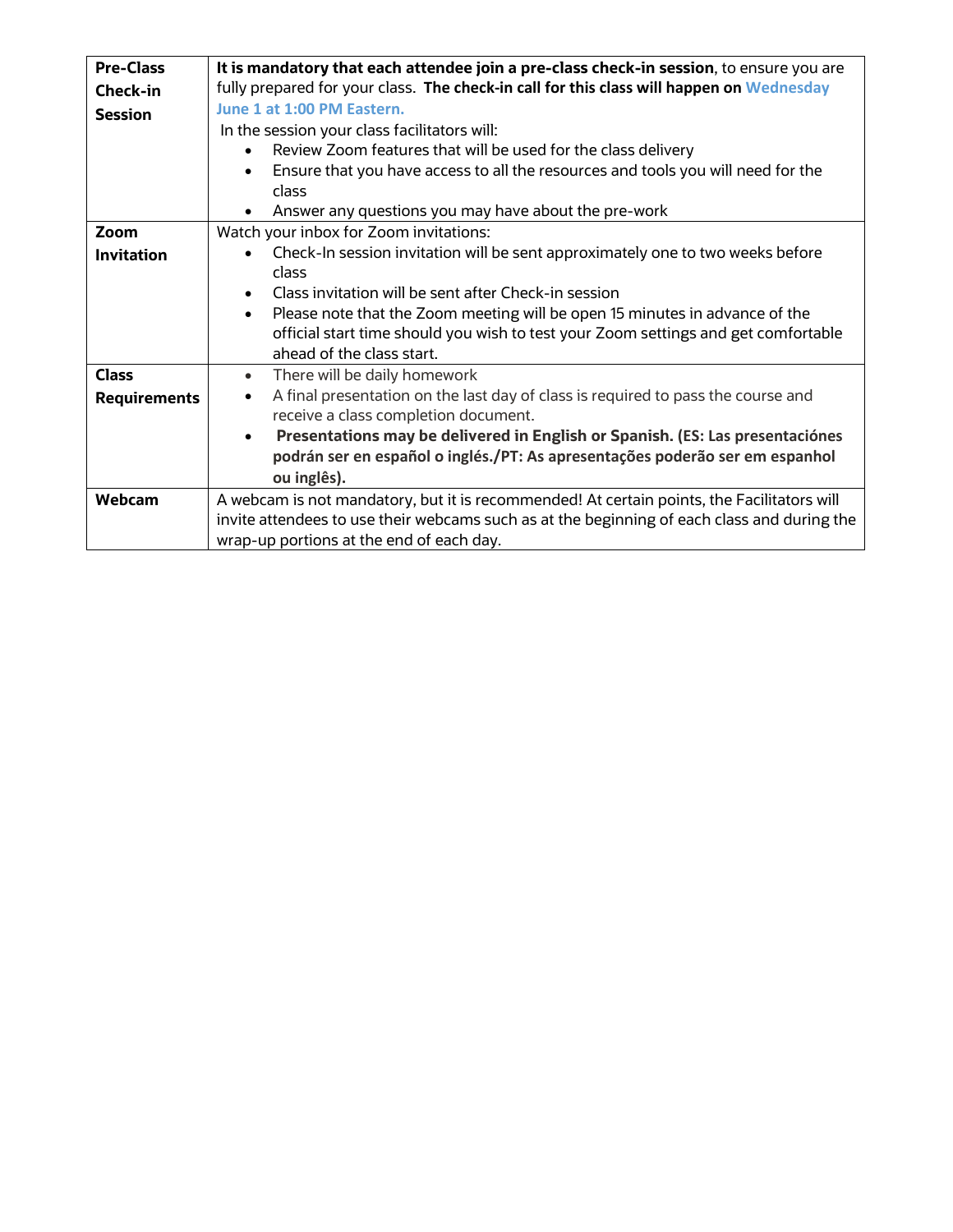| | |
|---|---|
| **Pre-Class Check-in Session** | **It is mandatory that each attendee join a pre-class check-in session**, to ensure you are fully prepared for your class. **The check-in call for this class will happen on Wednesday June 1 at 1:00 PM Eastern.**<br>In the session your class facilitators will:<br>• Review Zoom features that will be used for the class delivery<br>• Ensure that you have access to all the resources and tools you will need for the class<br>• Answer any questions you may have about the pre-work |
| **Zoom Invitation** | Watch your inbox for Zoom invitations:<br>• Check-In session invitation will be sent approximately one to two weeks before class<br>• Class invitation will be sent after Check-in session<br>• Please note that the Zoom meeting will be open 15 minutes in advance of the official start time should you wish to test your Zoom settings and get comfortable ahead of the class start. |
| **Class Requirements** | • There will be daily homework<br>• A final presentation on the last day of class is required to pass the course and receive a class completion document.<br>• **Presentations may be delivered in English or Spanish. (ES: Las presentaciónes podrán ser en español o inglés./PT: As apresentações poderão ser em espanhol ou inglês).** |
| **Webcam** | A webcam is not mandatory, but it is recommended! At certain points, the Facilitators will invite attendees to use their webcams such as at the beginning of each class and during the wrap-up portions at the end of each day. |